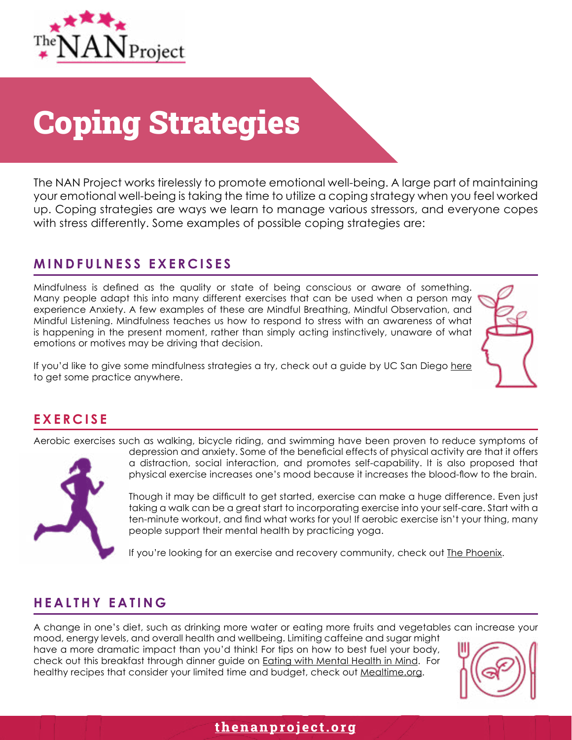# Coping Strategies

The NAN Project works tirelessly to promote emotional well-being. A large part of maintaining your emotional well-being is taking the time to utilize a coping strategy when you feel worked up. Coping strategies are ways we learn to manage various stressors, and everyone copes with stress differently. Some examples of possible coping strategies are:

## MINDFULNESS EXERCISES

Mindfulness is defined as the quality or state of being conscious or aware of something. Many people adapt this into many different exercises that can be used when a person may experience Anxiety. A few examples of these are Mindful Breathing, Mindful Observation, and Mindful Listening. Mindfulness teaches us how to respond to stress with an awareness of what is happening in the present moment, rather than simply acting instinctively, unaware of what emotions or motives may be driving that decision.

If you'd like to give some mindfulness strategies a try, check out a guide by UC San Diego here to get some practice anywhere.

## EXERCISE

Aerobic exercises such as walking, bicycle riding, and swimming have been proven to reduce symptoms of depression and anxiety. Some of the beneficial effects of physical activity are that it offers a distraction, social interaction, and promotes self-capability. It is also proposed that physical exercise increases one's mood because it increases the blood-flow to the brain.

Though it may be difficult to get started, exercise can make a huge difference. Even just taking a walk can be a great start to incorporating exercise into your self-care. Start with a ten-minute workout, and find what works for you! If aerobic exercise isn't your thing, many people support their mental health by practicing yoga.

If you're looking for an exercise and recovery community, check out The Phoenix.

## HEALTHY EATING

A change in one's diet, such as drinking more water or eating more fruits and vegetables can increase your mood, energy levels, and overall health and wellbeing. Limiting caffeine and sugar might have a more dramatic impact than you'd think! For tips on how to best fuel your body, check out this breakfast through dinner guide on Eating with Mental Health in Mind. For healthy recipes that consider your limited time and budget, check out Mealtime.org.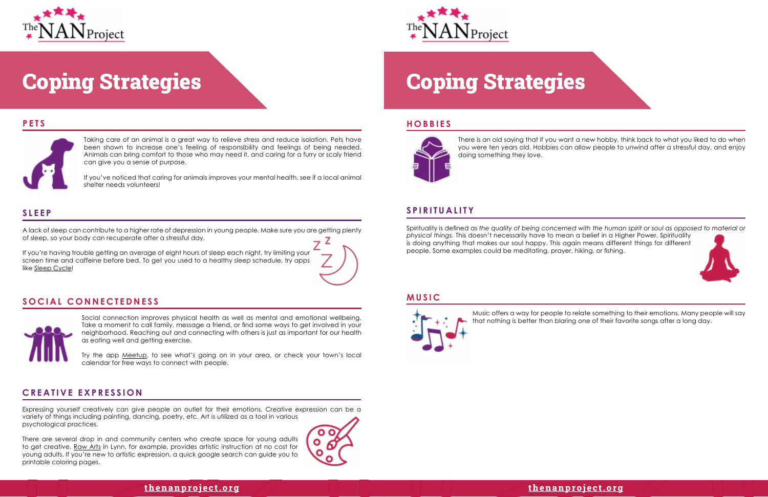# Coping Strategies

## PETS

Taking care of an animal is a great way to relieve stress and reduce isolation. Pets have been shown to increase one's feeling of responsibility and feelings of being needed. Animals can bring comfort to those who may need it, and caring for a furry or scaly friend can give you a sense of purpose.

If you've noticed that caring for animals improves your mental health, see if a local animal shelter needs volunteers!

## SLEEP

A lack of sleep can contribute to a higher rate of depression in young people. Make sure you are getting plenty of sleep, so your body can recuperate after a stressful day.

If you're having trouble getting an average of eight hours of sleep each night, try limiting your screen time and caffeine before bed. To get you used to a healthy sleep schedule, try apps like Sleep Cycle!

## SOCIAL CONNECTEDNESS

Social connection improves physical health as well as mental and emotional wellbeing. Take a moment to call family, message a friend, or find some ways to get involved in your neighborhood. Reaching out and connecting with others is just as important for our health as eating well and getting exercise.

Try the app Meetup, to see what's going on in your area, or check your town's local calendar for free ways to connect with people.

## CREATIVE EXPRESSION

Expressing yourself creatively can give people an outlet for their emotions. Creative expression can be a variety of things including painting, dancing, poetry, etc. Art is utilized as a tool in various psychological practices.

There are several drop in and community centers who create space for young adults to get creative. Raw Arts in Lynn, for example, provides artistic instruction at no cost for young adults. If you're new to artistic expression, a quick google search can guide you to printable coloring pages.

# Coping Strategies

## HOBBIES

There is an old saying that if you want a new hobby, think back to what you liked to do when you were ten years old. Hobbies can allow people to unwind after a stressful day, and enjoy doing something they love.

## SPIRITUALITY

Spirituality is defined as *the quality of being concerned with the human spirit or soul as opposed to material or physical things.* This doesn't necessarily have to mean a belief in a Higher Power. Spirituality is doing anything that makes our soul happy. This again means different things for different people. Some examples could be meditating, prayer, hiking, or fishing.

## MUSIC

Music offers a way for people to relate something to their emotions. Many people will say that nothing is better than blaring one of their favorite songs after a long day.